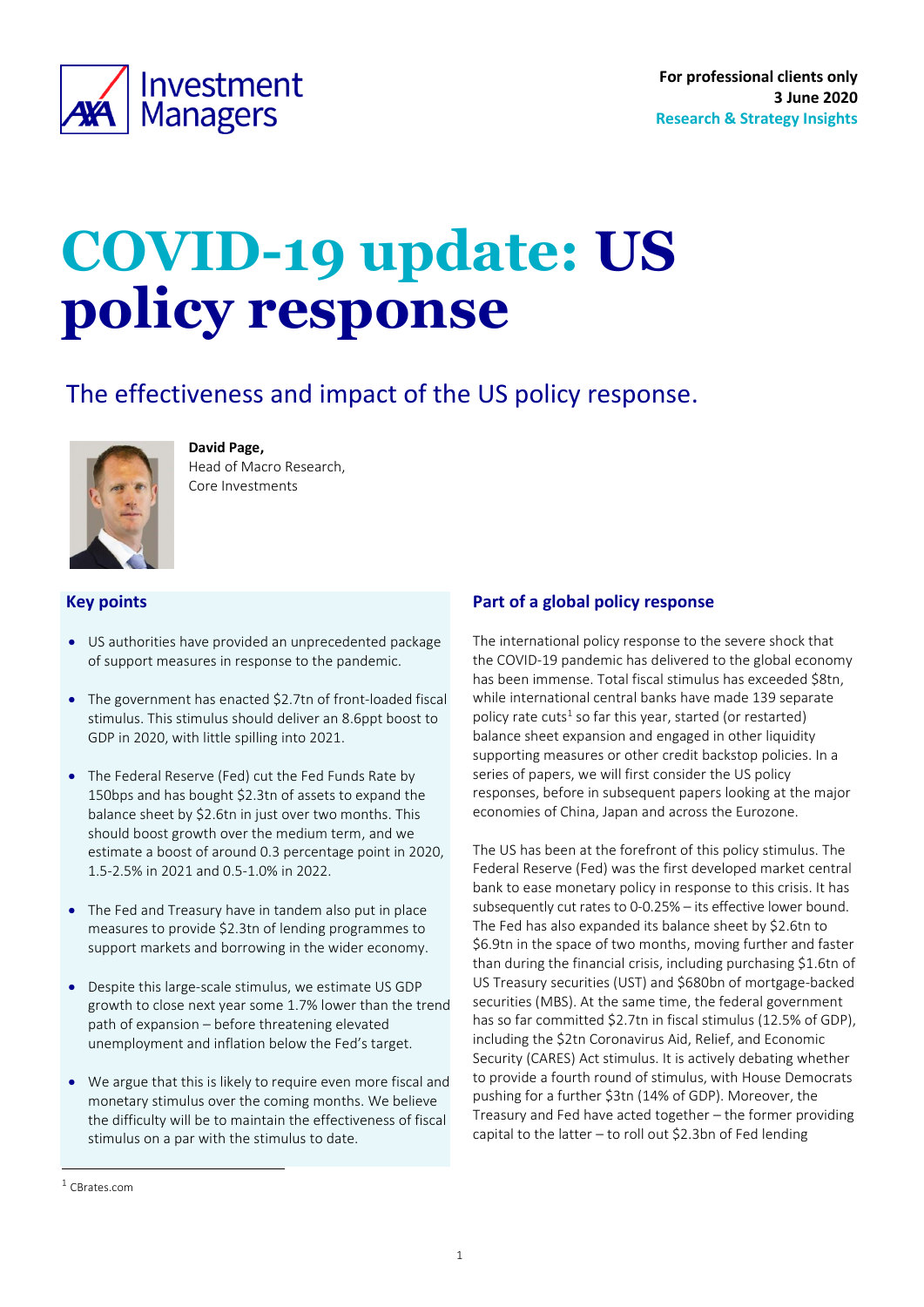For professional clients only
3 June 2020
Research & Strategy Insights

# COVID-19 update: US policy response

## The effectiveness and impact of the US policy response.

**David Page,**
Head of Macro Research,
Core Investments

### Key points

- US authorities have provided an unprecedented package of support measures in response to the pandemic.
- The government has enacted $2.7tn of front-loaded fiscal stimulus. This stimulus should deliver an 8.6ppt boost to GDP in 2020, with little spilling into 2021.
- The Federal Reserve (Fed) cut the Fed Funds Rate by 150bps and has bought $2.3tn of assets to expand the balance sheet by $2.6tn in just over two months. This should boost growth over the medium term, and we estimate a boost of around 0.3 percentage point in 2020, 1.5-2.5% in 2021 and 0.5-1.0% in 2022.
- The Fed and Treasury have in tandem also put in place measures to provide $2.3tn of lending programmes to support markets and borrowing in the wider economy.
- Despite this large-scale stimulus, we estimate US GDP growth to close next year some 1.7% lower than the trend path of expansion – before threatening elevated unemployment and inflation below the Fed's target.
- We argue that this is likely to require even more fiscal and monetary stimulus over the coming months. We believe the difficulty will be to maintain the effectiveness of fiscal stimulus on a par with the stimulus to date.

### Part of a global policy response

The international policy response to the severe shock that the COVID-19 pandemic has delivered to the global economy has been immense. Total fiscal stimulus has exceeded $8tn, while international central banks have made 139 separate policy rate cuts[1] so far this year, started (or restarted) balance sheet expansion and engaged in other liquidity supporting measures or other credit backstop policies. In a series of papers, we will first consider the US policy responses, before in subsequent papers looking at the major economies of China, Japan and across the Eurozone.

The US has been at the forefront of this policy stimulus. The Federal Reserve (Fed) was the first developed market central bank to ease monetary policy in response to this crisis. It has subsequently cut rates to 0-0.25% – its effective lower bound. The Fed has also expanded its balance sheet by $2.6tn to $6.9tn in the space of two months, moving further and faster than during the financial crisis, including purchasing $1.6tn of US Treasury securities (UST) and $680bn of mortgage-backed securities (MBS). At the same time, the federal government has so far committed $2.7tn in fiscal stimulus (12.5% of GDP), including the $2tn Coronavirus Aid, Relief, and Economic Security (CARES) Act stimulus. It is actively debating whether to provide a fourth round of stimulus, with House Democrats pushing for a further $3tn (14% of GDP). Moreover, the Treasury and Fed have acted together – the former providing capital to the latter – to roll out $2.3bn of Fed lending

[1] CBrates.com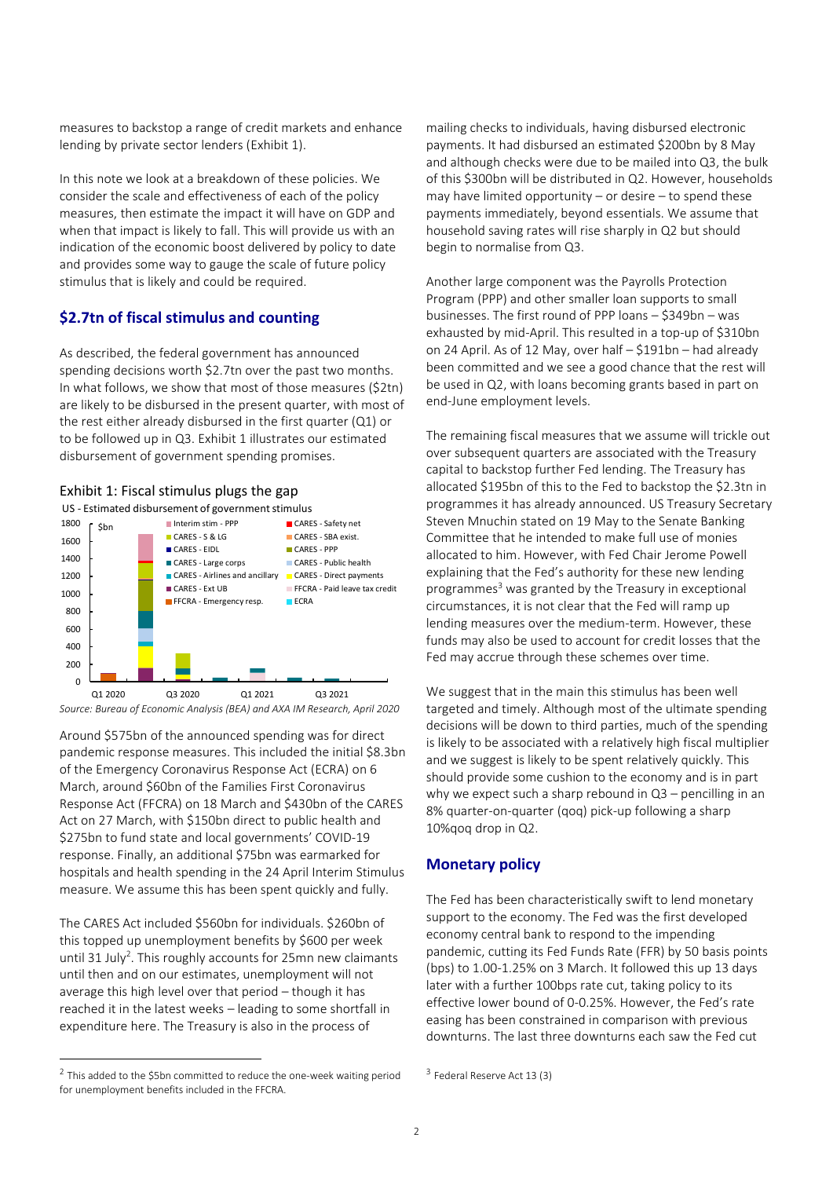measures to backstop a range of credit markets and enhance lending by private sector lenders (Exhibit 1).

In this note we look at a breakdown of these policies. We consider the scale and effectiveness of each of the policy measures, then estimate the impact it will have on GDP and when that impact is likely to fall. This will provide us with an indication of the economic boost delivered by policy to date and provides some way to gauge the scale of future policy stimulus that is likely and could be required.

## $2.7tn of fiscal stimulus and counting

As described, the federal government has announced spending decisions worth $2.7tn over the past two months. In what follows, we show that most of those measures ($2tn) are likely to be disbursed in the present quarter, with most of the rest either already disbursed in the first quarter (Q1) or to be followed up in Q3. Exhibit 1 illustrates our estimated disbursement of government spending promises.

Exhibit 1: Fiscal stimulus plugs the gap

US - Estimated disbursement of government stimulus

*Source: Bureau of Economic Analysis (BEA) and AXA IM Research, April 2020*

Around $575bn of the announced spending was for direct pandemic response measures. This included the initial $8.3bn of the Emergency Coronavirus Response Act (ECRA) on 6 March, around $60bn of the Families First Coronavirus Response Act (FFCRA) on 18 March and $430bn of the CARES Act on 27 March, with $150bn direct to public health and $275bn to fund state and local governments' COVID-19 response. Finally, an additional $75bn was earmarked for hospitals and health spending in the 24 April Interim Stimulus measure. We assume this has been spent quickly and fully.

The CARES Act included $560bn for individuals. $260bn of this topped up unemployment benefits by $600 per week until 31 July[2]. This roughly accounts for 25mn new claimants until then and on our estimates, unemployment will not average this high level over that period – though it has reached it in the latest weeks – leading to some shortfall in expenditure here. The Treasury is also in the process of mailing checks to individuals, having disbursed electronic payments. It had disbursed an estimated $200bn by 8 May and although checks were due to be mailed into Q3, the bulk of this $300bn will be distributed in Q2. However, households may have limited opportunity – or desire – to spend these payments immediately, beyond essentials. We assume that household saving rates will rise sharply in Q2 but should begin to normalise from Q3.

Another large component was the Payrolls Protection Program (PPP) and other smaller loan supports to small businesses. The first round of PPP loans – $349bn – was exhausted by mid-April. This resulted in a top-up of $310bn on 24 April. As of 12 May, over half – $191bn – had already been committed and we see a good chance that the rest will be used in Q2, with loans becoming grants based in part on end-June employment levels.

The remaining fiscal measures that we assume will trickle out over subsequent quarters are associated with the Treasury capital to backstop further Fed lending. The Treasury has allocated $195bn of this to the Fed to backstop the $2.3tn in programmes it has already announced. US Treasury Secretary Steven Mnuchin stated on 19 May to the Senate Banking Committee that he intended to make full use of monies allocated to him. However, with Fed Chair Jerome Powell explaining that the Fed's authority for these new lending programmes[3] was granted by the Treasury in exceptional circumstances, it is not clear that the Fed will ramp up lending measures over the medium-term. However, these funds may also be used to account for credit losses that the Fed may accrue through these schemes over time.

We suggest that in the main this stimulus has been well targeted and timely. Although most of the ultimate spending decisions will be down to third parties, much of the spending is likely to be associated with a relatively high fiscal multiplier and we suggest is likely to be spent relatively quickly. This should provide some cushion to the economy and is in part why we expect such a sharp rebound in Q3 – pencilling in an 8% quarter-on-quarter (qoq) pick-up following a sharp 10%qoq drop in Q2.

## Monetary policy

The Fed has been characteristically swift to lend monetary support to the economy. The Fed was the first developed economy central bank to respond to the impending pandemic, cutting its Fed Funds Rate (FFR) by 50 basis points (bps) to 1.00-1.25% on 3 March. It followed this up 13 days later with a further 100bps rate cut, taking policy to its effective lower bound of 0-0.25%. However, the Fed's rate easing has been constrained in comparison with previous downturns. The last three downturns each saw the Fed cut

[2] This added to the $5bn committed to reduce the one-week waiting period for unemployment benefits included in the FFCRA.

[3] Federal Reserve Act 13 (3)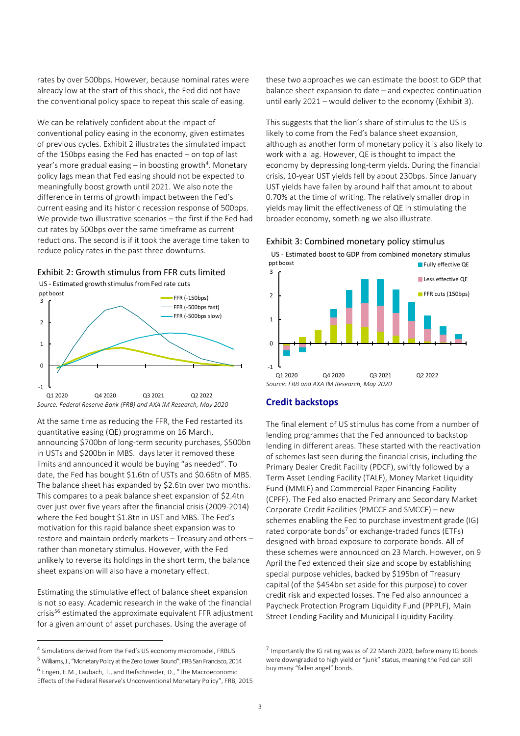rates by over 500bps. However, because nominal rates were already low at the start of this shock, the Fed did not have the conventional policy space to repeat this scale of easing.

We can be relatively confident about the impact of conventional policy easing in the economy, given estimates of previous cycles. Exhibit 2 illustrates the simulated impact of the 150bps easing the Fed has enacted – on top of last year's more gradual easing – in boosting growth[4]. Monetary policy lags mean that Fed easing should not be expected to meaningfully boost growth until 2021. We also note the difference in terms of growth impact between the Fed's current easing and its historic recession response of 500bps. We provide two illustrative scenarios – the first if the Fed had cut rates by 500bps over the same timeframe as current reductions. The second is if it took the average time taken to reduce policy rates in the past three downturns.

Exhibit 2: Growth stimulus from FFR cuts limited

US - Estimated growth stimulus from Fed rate cuts

*Source: Federal Reserve Bank (FRB) and AXA IM Research, May 2020*

At the same time as reducing the FFR, the Fed restarted its quantitative easing (QE) programme on 16 March, announcing $700bn of long-term security purchases, $500bn in USTs and $200bn in MBS. days later it removed these limits and announced it would be buying "as needed". To date, the Fed has bought $1.6tn of USTs and $0.66tn of MBS. The balance sheet has expanded by $2.6tn over two months. This compares to a peak balance sheet expansion of $2.4tn over just over five years after the financial crisis (2009-2014) where the Fed bought $1.8tn in UST and MBS. The Fed's motivation for this rapid balance sheet expansion was to restore and maintain orderly markets – Treasury and others – rather than monetary stimulus. However, with the Fed unlikely to reverse its holdings in the short term, the balance sheet expansion will also have a monetary effect.

Estimating the stimulative effect of balance sheet expansion is not so easy. Academic research in the wake of the financial crisis[5,6] estimated the approximate equivalent FFR adjustment for a given amount of asset purchases. Using the average of these two approaches we can estimate the boost to GDP that balance sheet expansion to date – and expected continuation until early 2021 – would deliver to the economy (Exhibit 3).

This suggests that the lion's share of stimulus to the US is likely to come from the Fed's balance sheet expansion, although as another form of monetary policy it is also likely to work with a lag. However, QE is thought to impact the economy by depressing long-term yields. During the financial crisis, 10-year UST yields fell by about 230bps. Since January UST yields have fallen by around half that amount to about 0.70% at the time of writing. The relatively smaller drop in yields may limit the effectiveness of QE in stimulating the broader economy, something we also illustrate.

Exhibit 3: Combined monetary policy stimulus

US - Estimated boost to GDP from combined monetary stimulus

*Source: FRB and AXA IM Research, May 2020*

## Credit backstops

The final element of US stimulus has come from a number of lending programmes that the Fed announced to backstop lending in different areas. These started with the reactivation of schemes last seen during the financial crisis, including the Primary Dealer Credit Facility (PDCF), swiftly followed by a Term Asset Lending Facility (TALF), Money Market Liquidity Fund (MMLF) and Commercial Paper Financing Facility (CPFF). The Fed also enacted Primary and Secondary Market Corporate Credit Facilities (PMCCF and SMCCF) – new schemes enabling the Fed to purchase investment grade (IG) rated corporate bonds[7] or exchange-traded funds (ETFs) designed with broad exposure to corporate bonds. All of these schemes were announced on 23 March. However, on 9 April the Fed extended their size and scope by establishing special purpose vehicles, backed by $195bn of Treasury capital (of the $454bn set aside for this purpose) to cover credit risk and expected losses. The Fed also announced a Paycheck Protection Program Liquidity Fund (PPPLF), Main Street Lending Facility and Municipal Liquidity Facility.

---

[4] Simulations derived from the Fed's US economy macromodel, FRBUS

[5] Williams, J., "Monetary Policy at the Zero Lower Bound", FRB San Francisco, 2014

[6] Engen, E.M., Laubach, T., and Reifschneider, D., "The Macroeconomic Effects of the Federal Reserve's Unconventional Monetary Policy", FRB, 2015

[7] Importantly the IG rating was as of 22 March 2020, before many IG bonds were downgraded to high yield or "junk" status, meaning the Fed can still buy many "fallen angel" bonds.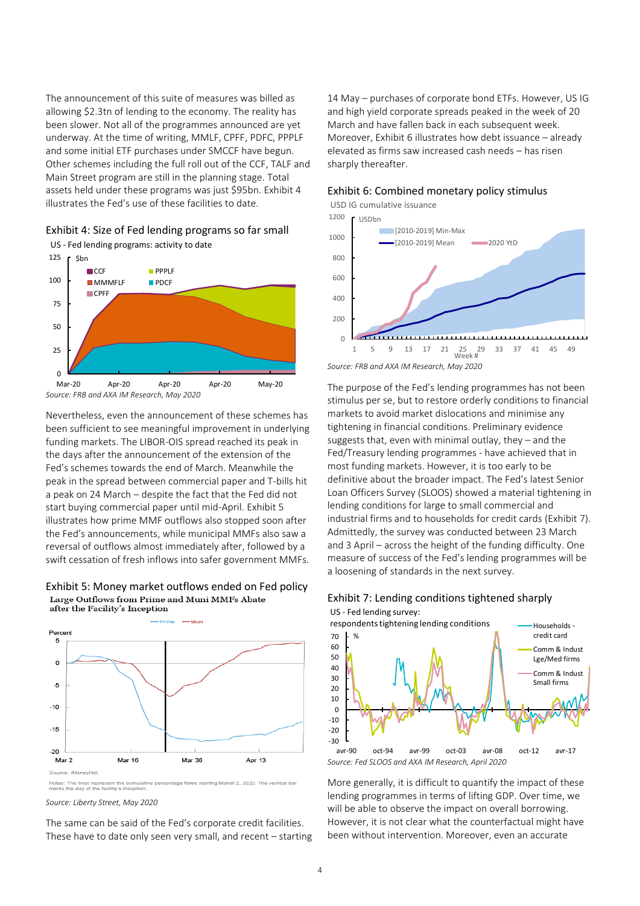The announcement of this suite of measures was billed as allowing $2.3tn of lending to the economy. The reality has been slower. Not all of the programmes announced are yet underway. At the time of writing, MMLF, CPFF, PDFC, PPPLF and some initial ETF purchases under SMCCF have begun. Other schemes including the full roll out of the CCF, TALF and Main Street program are still in the planning stage. Total assets held under these programs was just $95bn. Exhibit 4 illustrates the Fed's use of these facilities to date.

### Exhibit 4: Size of Fed lending programs so far small

Source: FRB and AXA IM Research, May 2020

Nevertheless, even the announcement of these schemes has been sufficient to see meaningful improvement in underlying funding markets. The LIBOR-OIS spread reached its peak in the days after the announcement of the extension of the Fed's schemes towards the end of March. Meanwhile the peak in the spread between commercial paper and T-bills hit a peak on 24 March – despite the fact that the Fed did not start buying commercial paper until mid-April. Exhibit 5 illustrates how prime MMF outflows also stopped soon after the Fed's announcements, while municipal MMFs also saw a reversal of outflows almost immediately after, followed by a swift cessation of fresh inflows into safer government MMFs.

### Exhibit 5: Money market outflows ended on Fed policy

Source: Liberty Street, May 2020

The same can be said of the Fed's corporate credit facilities. These have to date only seen very small, and recent – starting 14 May – purchases of corporate bond ETFs. However, US IG and high yield corporate spreads peaked in the week of 20 March and have fallen back in each subsequent week. Moreover, Exhibit 6 illustrates how debt issuance – already elevated as firms saw increased cash needs – has risen sharply thereafter.

### Exhibit 6: Combined monetary policy stimulus

Source: FRB and AXA IM Research, May 2020

The purpose of the Fed's lending programmes has not been stimulus per se, but to restore orderly conditions to financial markets to avoid market dislocations and minimise any tightening in financial conditions. Preliminary evidence suggests that, even with minimal outlay, they – and the Fed/Treasury lending programmes - have achieved that in most funding markets. However, it is too early to be definitive about the broader impact. The Fed's latest Senior Loan Officers Survey (SLOOS) showed a material tightening in lending conditions for large to small commercial and industrial firms and to households for credit cards (Exhibit 7). Admittedly, the survey was conducted between 23 March and 3 April – across the height of the funding difficulty. One measure of success of the Fed's lending programmes will be a loosening of standards in the next survey.

### Exhibit 7: Lending conditions tightened sharply

Source: Fed SLOOS and AXA IM Research, April 2020

More generally, it is difficult to quantify the impact of these lending programmes in terms of lifting GDP. Over time, we will be able to observe the impact on overall borrowing. However, it is not clear what the counterfactual might have been without intervention. Moreover, even an accurate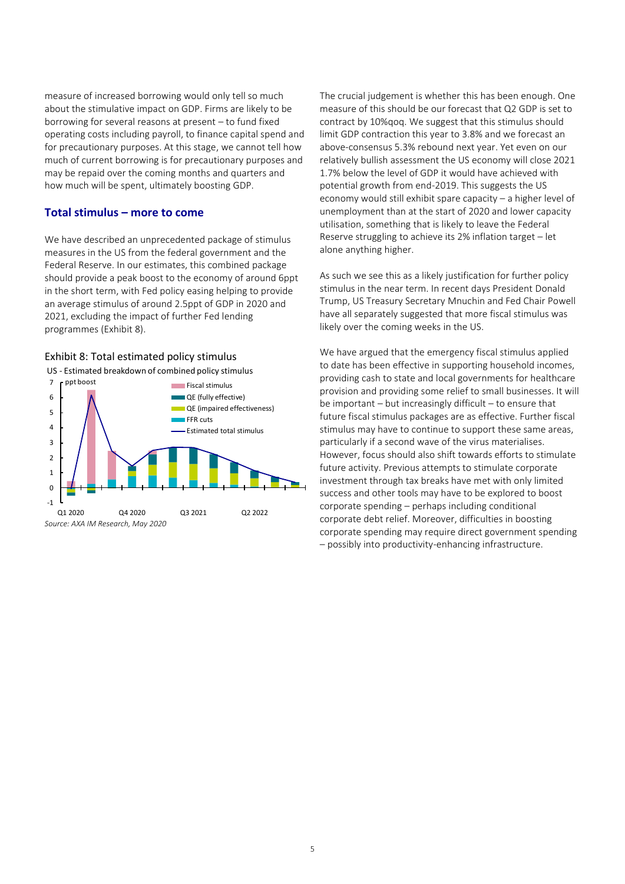measure of increased borrowing would only tell so much about the stimulative impact on GDP. Firms are likely to be borrowing for several reasons at present – to fund fixed operating costs including payroll, to finance capital spend and for precautionary purposes. At this stage, we cannot tell how much of current borrowing is for precautionary purposes and may be repaid over the coming months and quarters and how much will be spent, ultimately boosting GDP.

## Total stimulus – more to come

We have described an unprecedented package of stimulus measures in the US from the federal government and the Federal Reserve. In our estimates, this combined package should provide a peak boost to the economy of around 6ppt in the short term, with Fed policy easing helping to provide an average stimulus of around 2.5ppt of GDP in 2020 and 2021, excluding the impact of further Fed lending programmes (Exhibit 8).

Exhibit 8: Total estimated policy stimulus

US - Estimated breakdown of combined policy stimulus

*Source: AXA IM Research, May 2020*

The crucial judgement is whether this has been enough. One measure of this should be our forecast that Q2 GDP is set to contract by 10%qoq. We suggest that this stimulus should limit GDP contraction this year to 3.8% and we forecast an above-consensus 5.3% rebound next year. Yet even on our relatively bullish assessment the US economy will close 2021 1.7% below the level of GDP it would have achieved with potential growth from end-2019. This suggests the US economy would still exhibit spare capacity – a higher level of unemployment than at the start of 2020 and lower capacity utilisation, something that is likely to leave the Federal Reserve struggling to achieve its 2% inflation target – let alone anything higher.

As such we see this as a likely justification for further policy stimulus in the near term. In recent days President Donald Trump, US Treasury Secretary Mnuchin and Fed Chair Powell have all separately suggested that more fiscal stimulus was likely over the coming weeks in the US.

We have argued that the emergency fiscal stimulus applied to date has been effective in supporting household incomes, providing cash to state and local governments for healthcare provision and providing some relief to small businesses. It will be important – but increasingly difficult – to ensure that future fiscal stimulus packages are as effective. Further fiscal stimulus may have to continue to support these same areas, particularly if a second wave of the virus materialises. However, focus should also shift towards efforts to stimulate future activity. Previous attempts to stimulate corporate investment through tax breaks have met with only limited success and other tools may have to be explored to boost corporate spending – perhaps including conditional corporate debt relief. Moreover, difficulties in boosting corporate spending may require direct government spending – possibly into productivity-enhancing infrastructure.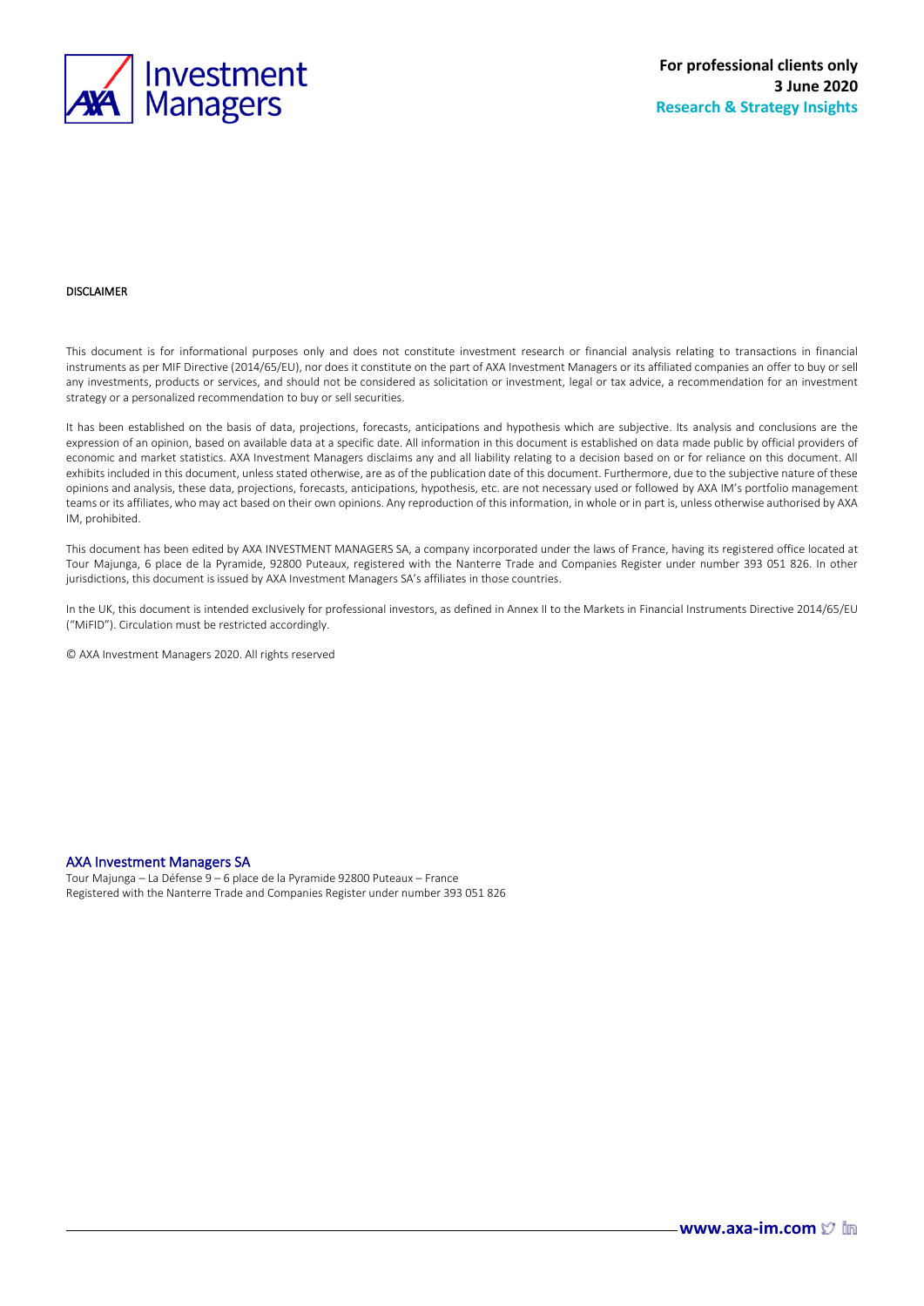**For professional clients only**
**3 June 2020**
**Research & Strategy Insights**

DISCLAIMER

This document is for informational purposes only and does not constitute investment research or financial analysis relating to transactions in financial instruments as per MIF Directive (2014/65/EU), nor does it constitute on the part of AXA Investment Managers or its affiliated companies an offer to buy or sell any investments, products or services, and should not be considered as solicitation or investment, legal or tax advice, a recommendation for an investment strategy or a personalized recommendation to buy or sell securities.

It has been established on the basis of data, projections, forecasts, anticipations and hypothesis which are subjective. Its analysis and conclusions are the expression of an opinion, based on available data at a specific date. All information in this document is established on data made public by official providers of economic and market statistics. AXA Investment Managers disclaims any and all liability relating to a decision based on or for reliance on this document. All exhibits included in this document, unless stated otherwise, are as of the publication date of this document. Furthermore, due to the subjective nature of these opinions and analysis, these data, projections, forecasts, anticipations, hypothesis, etc. are not necessary used or followed by AXA IM's portfolio management teams or its affiliates, who may act based on their own opinions. Any reproduction of this information, in whole or in part is, unless otherwise authorised by AXA IM, prohibited.

This document has been edited by AXA INVESTMENT MANAGERS SA, a company incorporated under the laws of France, having its registered office located at Tour Majunga, 6 place de la Pyramide, 92800 Puteaux, registered with the Nanterre Trade and Companies Register under number 393 051 826. In other jurisdictions, this document is issued by AXA Investment Managers SA's affiliates in those countries.

In the UK, this document is intended exclusively for professional investors, as defined in Annex II to the Markets in Financial Instruments Directive 2014/65/EU ("MiFID"). Circulation must be restricted accordingly.

© AXA Investment Managers 2020. All rights reserved

AXA Investment Managers SA
Tour Majunga – La Défense 9 – 6 place de la Pyramide 92800 Puteaux – France
Registered with the Nanterre Trade and Companies Register under number 393 051 826

**www.axa-im.com**